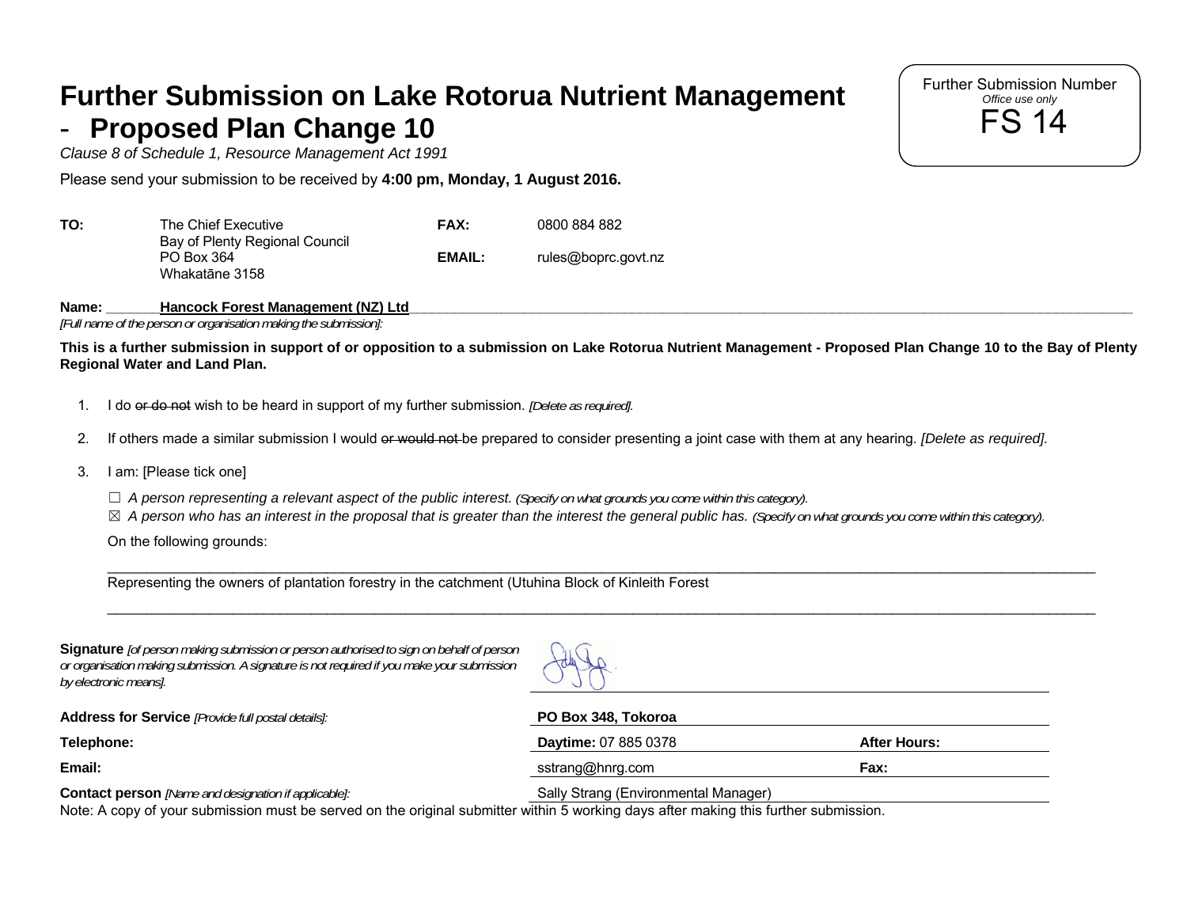# Further Submission on Lake Rotorua Nutrient Management - Proposed Plan Change 10

Further Submission Number
*Office use only*
FS 14

*Clause 8 of Schedule 1, Resource Management Act 1991*

Please send your submission to be received by **4:00 pm, Monday, 1 August 2016.**

| | | | |
|---|---|---|---|
| **TO:** | The Chief Executive<br>Bay of Plenty Regional Council<br>PO Box 364<br>Whakatāne 3158 | **FAX:**<br><br>**EMAIL:** | 0800 884 882<br><br>rules@boprc.govt.nz |

**Name:** **Hancock Forest Management (NZ) Ltd**
*[Full name of the person or organisation making the submission]:*

**This is a further submission in support of or opposition to a submission on Lake Rotorua Nutrient Management - Proposed Plan Change 10 to the Bay of Plenty Regional Water and Land Plan.**

1. I do ~~or do not~~ wish to be heard in support of my further submission. *[Delete as required].*
2. If others made a similar submission I would ~~or would not~~ be prepared to consider presenting a joint case with them at any hearing. *[Delete as required].*
3. I am: [Please tick one]

   ☐ *A person representing a relevant aspect of the public interest. (Specify on what grounds you come within this category).*
   ☒ *A person who has an interest in the proposal that is greater than the interest the general public has. (Specify on what grounds you come within this category).*

   On the following grounds:

   Representing the owners of plantation forestry in the catchment (Utuhina Block of Kinleith Forest

**Signature** *[of person making submission or person authorised to sign on behalf of person or organisation making submission. A signature is not required if you make your submission by electronic means].*

| | | |
|---|---|---|
| **Address for Service** *[Provide full postal details]:* | **PO Box 348, Tokoroa** | |
| **Telephone:** | **Daytime:** 07 885 0378 | **After Hours:** |
| **Email:** | sstrang@hnrg.com | **Fax:** |
| **Contact person** *[Name and designation if applicable]:* | Sally Strang (Environmental Manager) | |

Note: A copy of your submission must be served on the original submitter within 5 working days after making this further submission.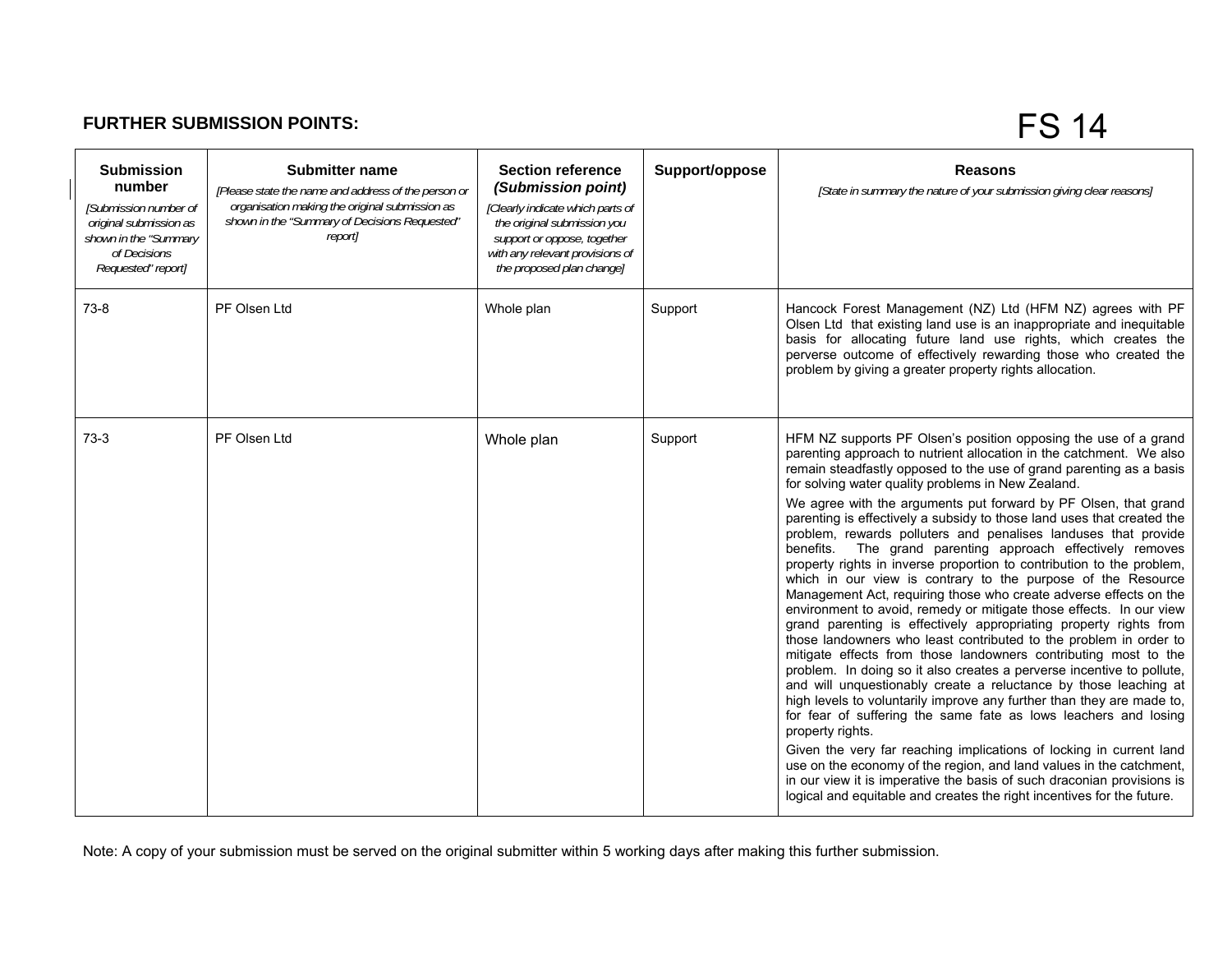## FURTHER SUBMISSION POINTS:

FS 14

| **Submission number** *[Submission number of original submission as shown in the "Summary of Decisions Requested" report]* | **Submitter name** *[Please state the name and address of the person or organisation making the original submission as shown in the "Summary of Decisions Requested" report]* | **Section reference *(Submission point)*** *[Clearly indicate which parts of the original submission you support or oppose, together with any relevant provisions of the proposed plan change]* | **Support/oppose** | **Reasons** *[State in summary the nature of your submission giving clear reasons]* |
|---|---|---|---|---|
| 73-8 | PF Olsen Ltd | Whole plan | Support | Hancock Forest Management (NZ) Ltd (HFM NZ) agrees with PF Olsen Ltd that existing land use is an inappropriate and inequitable basis for allocating future land use rights, which creates the perverse outcome of effectively rewarding those who created the problem by giving a greater property rights allocation. |
| 73-3 | PF Olsen Ltd | Whole plan | Support | HFM NZ supports PF Olsen's position opposing the use of a grand parenting approach to nutrient allocation in the catchment. We also remain steadfastly opposed to the use of grand parenting as a basis for solving water quality problems in New Zealand.<br><br>We agree with the arguments put forward by PF Olsen, that grand parenting is effectively a subsidy to those land uses that created the problem, rewards polluters and penalises landuses that provide benefits. The grand parenting approach effectively removes property rights in inverse proportion to contribution to the problem, which in our view is contrary to the purpose of the Resource Management Act, requiring those who create adverse effects on the environment to avoid, remedy or mitigate those effects. In our view grand parenting is effectively appropriating property rights from those landowners who least contributed to the problem in order to mitigate effects from those landowners contributing most to the problem. In doing so it also creates a perverse incentive to pollute, and will unquestionably create a reluctance by those leaching at high levels to voluntarily improve any further than they are made to, for fear of suffering the same fate as lows leachers and losing property rights.<br><br>Given the very far reaching implications of locking in current land use on the economy of the region, and land values in the catchment, in our view it is imperative the basis of such draconian provisions is logical and equitable and creates the right incentives for the future. |

Note: A copy of your submission must be served on the original submitter within 5 working days after making this further submission.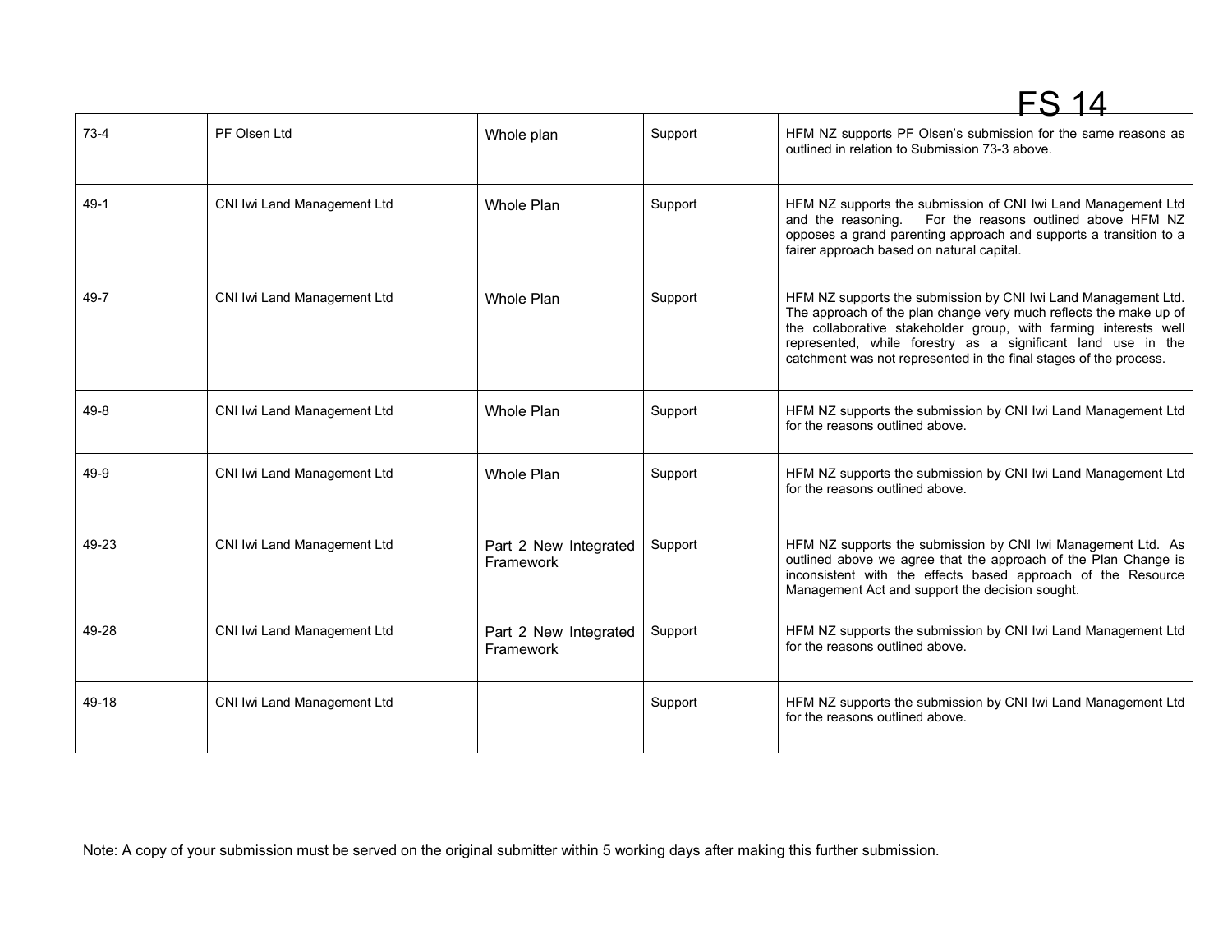| 73-4 | PF Olsen Ltd | Whole plan | Support | HFM NZ supports PF Olsen's submission for the same reasons as outlined in relation to Submission 73-3 above. |
|---|---|---|---|---|
| 49-1 | CNI Iwi Land Management Ltd | Whole Plan | Support | HFM NZ supports the submission of CNI Iwi Land Management Ltd and the reasoning. For the reasons outlined above HFM NZ opposes a grand parenting approach and supports a transition to a fairer approach based on natural capital. |
| 49-7 | CNI Iwi Land Management Ltd | Whole Plan | Support | HFM NZ supports the submission by CNI Iwi Land Management Ltd. The approach of the plan change very much reflects the make up of the collaborative stakeholder group, with farming interests well represented, while forestry as a significant land use in the catchment was not represented in the final stages of the process. |
| 49-8 | CNI Iwi Land Management Ltd | Whole Plan | Support | HFM NZ supports the submission by CNI Iwi Land Management Ltd for the reasons outlined above. |
| 49-9 | CNI Iwi Land Management Ltd | Whole Plan | Support | HFM NZ supports the submission by CNI Iwi Land Management Ltd for the reasons outlined above. |
| 49-23 | CNI Iwi Land Management Ltd | Part 2 New Integrated Framework | Support | HFM NZ supports the submission by CNI Iwi Management Ltd. As outlined above we agree that the approach of the Plan Change is inconsistent with the effects based approach of the Resource Management Act and support the decision sought. |
| 49-28 | CNI Iwi Land Management Ltd | Part 2 New Integrated Framework | Support | HFM NZ supports the submission by CNI Iwi Land Management Ltd for the reasons outlined above. |
| 49-18 | CNI Iwi Land Management Ltd | | Support | HFM NZ supports the submission by CNI Iwi Land Management Ltd for the reasons outlined above. |

Note: A copy of your submission must be served on the original submitter within 5 working days after making this further submission.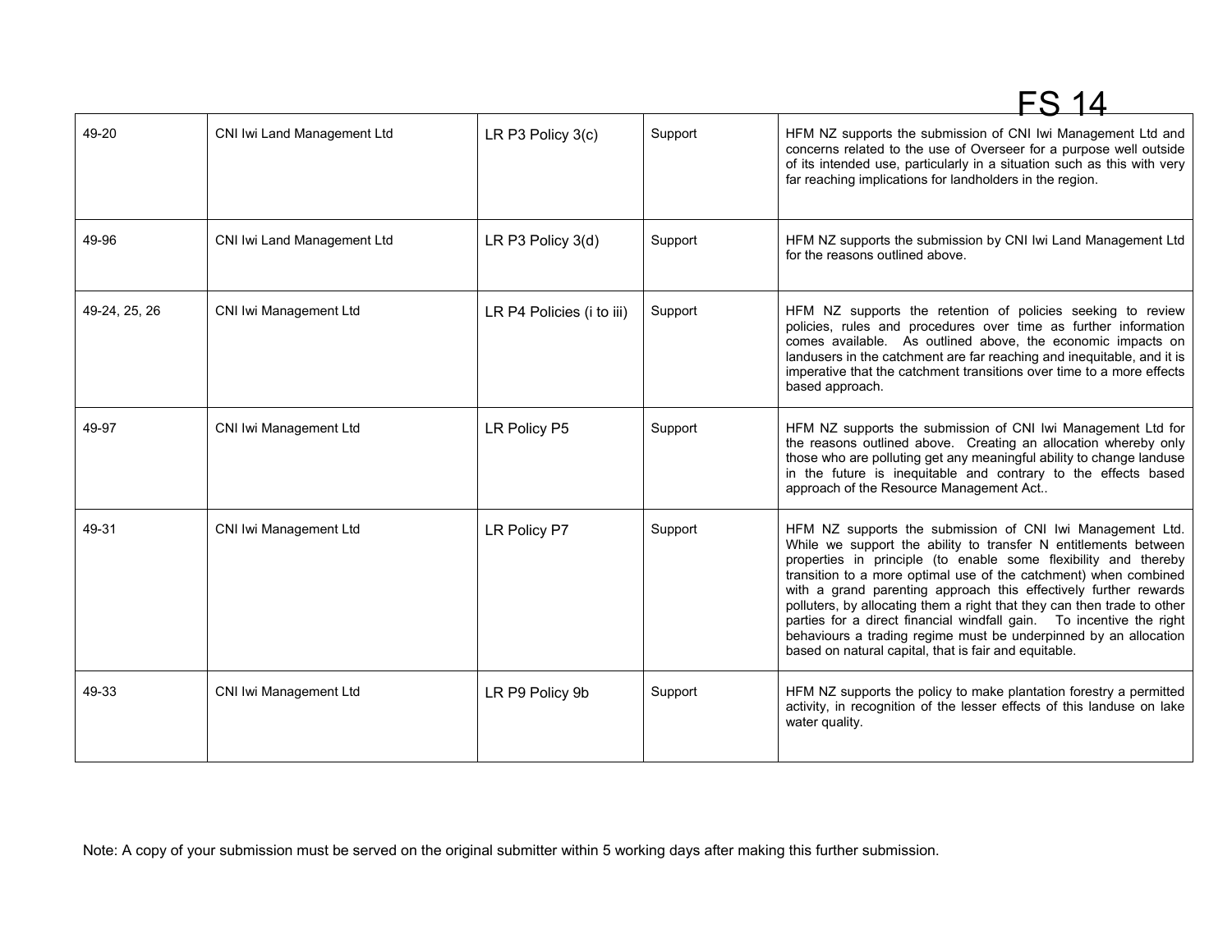FS 14

| 49-20 | CNI Iwi Land Management Ltd | LR P3 Policy 3(c) | Support | HFM NZ supports the submission of CNI Iwi Management Ltd and concerns related to the use of Overseer for a purpose well outside of its intended use, particularly in a situation such as this with very far reaching implications for landholders in the region. |
|---|---|---|---|---|
| 49-96 | CNI Iwi Land Management Ltd | LR P3 Policy 3(d) | Support | HFM NZ supports the submission by CNI Iwi Land Management Ltd for the reasons outlined above. |
| 49-24, 25, 26 | CNI Iwi Management Ltd | LR P4 Policies (i to iii) | Support | HFM NZ supports the retention of policies seeking to review policies, rules and procedures over time as further information comes available. As outlined above, the economic impacts on landusers in the catchment are far reaching and inequitable, and it is imperative that the catchment transitions over time to a more effects based approach. |
| 49-97 | CNI Iwi Management Ltd | LR Policy P5 | Support | HFM NZ supports the submission of CNI Iwi Management Ltd for the reasons outlined above. Creating an allocation whereby only those who are polluting get any meaningful ability to change landuse in the future is inequitable and contrary to the effects based approach of the Resource Management Act.. |
| 49-31 | CNI Iwi Management Ltd | LR Policy P7 | Support | HFM NZ supports the submission of CNI Iwi Management Ltd. While we support the ability to transfer N entitlements between properties in principle (to enable some flexibility and thereby transition to a more optimal use of the catchment) when combined with a grand parenting approach this effectively further rewards polluters, by allocating them a right that they can then trade to other parties for a direct financial windfall gain. To incentive the right behaviours a trading regime must be underpinned by an allocation based on natural capital, that is fair and equitable. |
| 49-33 | CNI Iwi Management Ltd | LR P9 Policy 9b | Support | HFM NZ supports the policy to make plantation forestry a permitted activity, in recognition of the lesser effects of this landuse on lake water quality. |

Note: A copy of your submission must be served on the original submitter within 5 working days after making this further submission.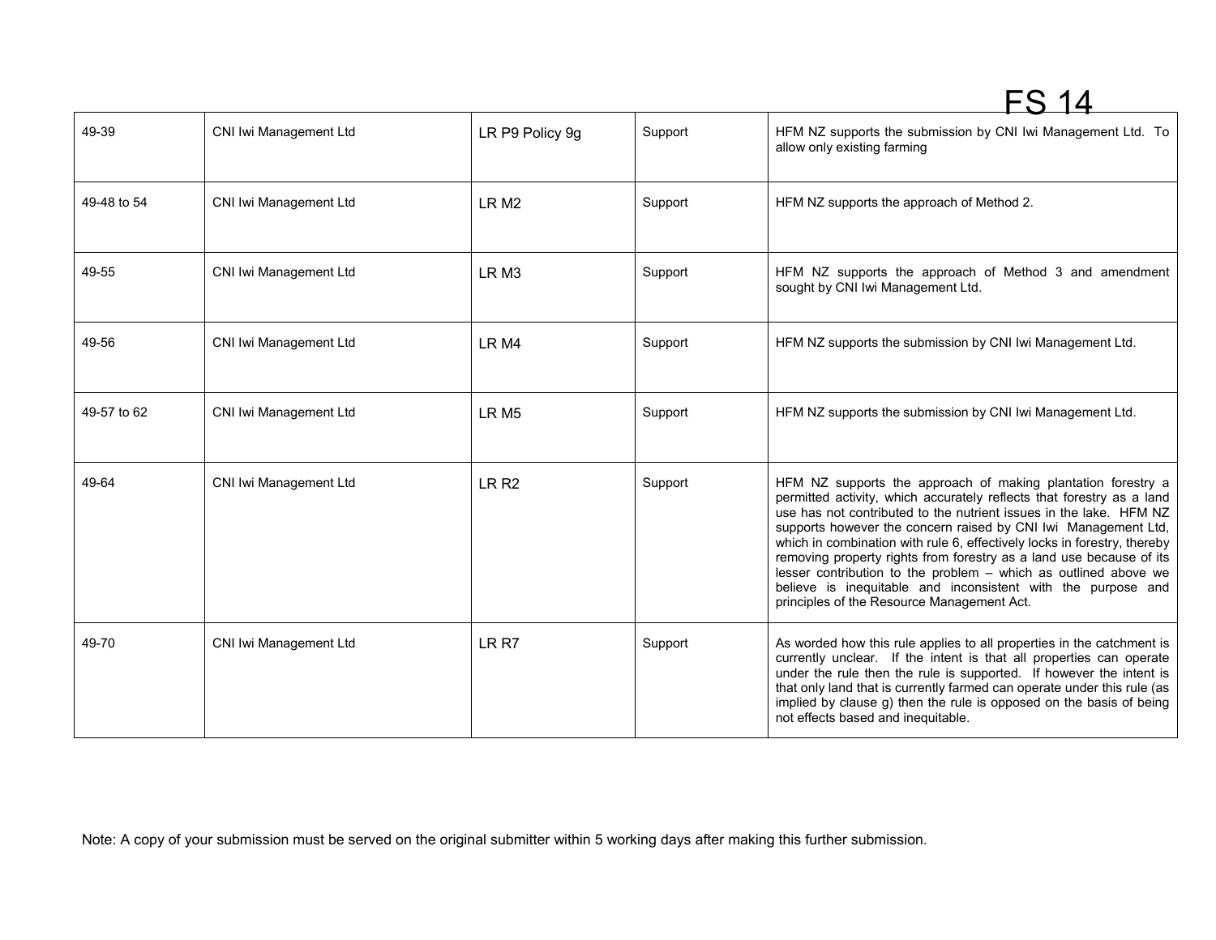FS 14

| | | | | |
|---|---|---|---|---|
| 49-39 | CNI Iwi Management Ltd | LR P9 Policy 9g | Support | HFM NZ supports the submission by CNI Iwi Management Ltd. To allow only existing farming |
| 49-48 to 54 | CNI Iwi Management Ltd | LR M2 | Support | HFM NZ supports the approach of Method 2. |
| 49-55 | CNI Iwi Management Ltd | LR M3 | Support | HFM NZ supports the approach of Method 3 and amendment sought by CNI Iwi Management Ltd. |
| 49-56 | CNI Iwi Management Ltd | LR M4 | Support | HFM NZ supports the submission by CNI Iwi Management Ltd. |
| 49-57 to 62 | CNI Iwi Management Ltd | LR M5 | Support | HFM NZ supports the submission by CNI Iwi Management Ltd. |
| 49-64 | CNI Iwi Management Ltd | LR R2 | Support | HFM NZ supports the approach of making plantation forestry a permitted activity, which accurately reflects that forestry as a land use has not contributed to the nutrient issues in the lake. HFM NZ supports however the concern raised by CNI Iwi Management Ltd, which in combination with rule 6, effectively locks in forestry, thereby removing property rights from forestry as a land use because of its lesser contribution to the problem – which as outlined above we believe is inequitable and inconsistent with the purpose and principles of the Resource Management Act. |
| 49-70 | CNI Iwi Management Ltd | LR R7 | Support | As worded how this rule applies to all properties in the catchment is currently unclear. If the intent is that all properties can operate under the rule then the rule is supported. If however the intent is that only land that is currently farmed can operate under this rule (as implied by clause g) then the rule is opposed on the basis of being not effects based and inequitable. |

Note: A copy of your submission must be served on the original submitter within 5 working days after making this further submission.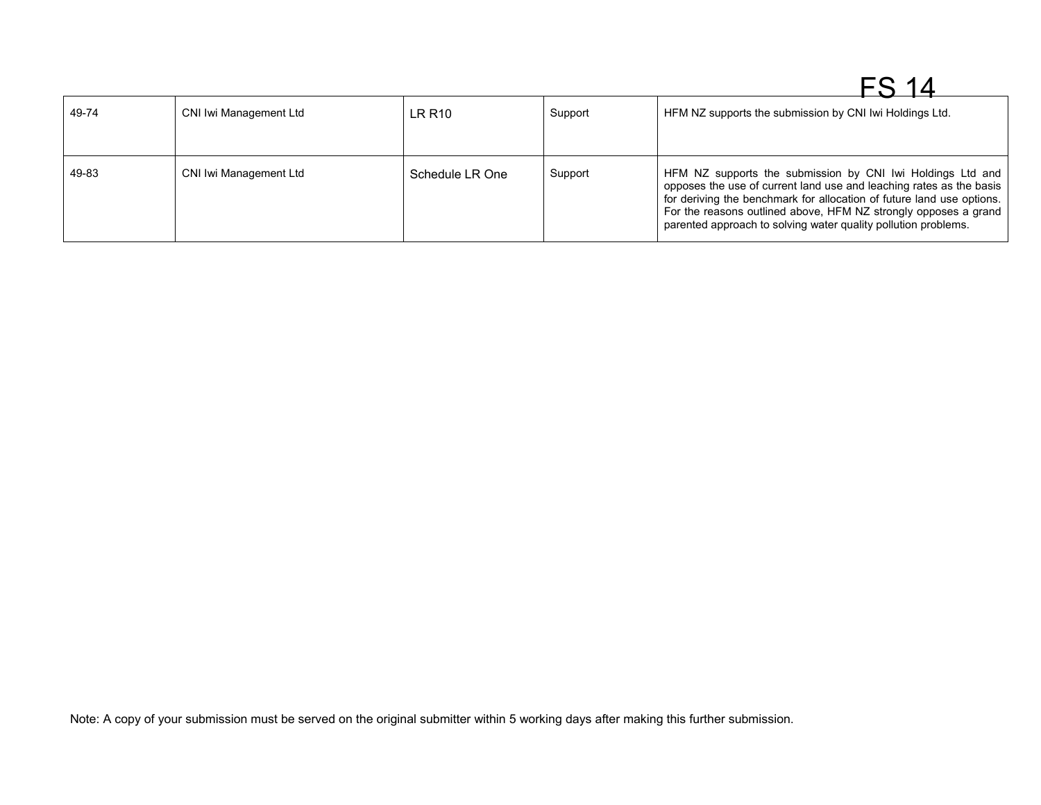FS 14

| | | | | |
|---|---|---|---|---|
| 49-74 | CNI Iwi Management Ltd | LR R10 | Support | HFM NZ supports the submission by CNI Iwi Holdings Ltd. |
| 49-83 | CNI Iwi Management Ltd | Schedule LR One | Support | HFM NZ supports the submission by CNI Iwi Holdings Ltd and opposes the use of current land use and leaching rates as the basis for deriving the benchmark for allocation of future land use options. For the reasons outlined above, HFM NZ strongly opposes a grand parented approach to solving water quality pollution problems. |

Note: A copy of your submission must be served on the original submitter within 5 working days after making this further submission.